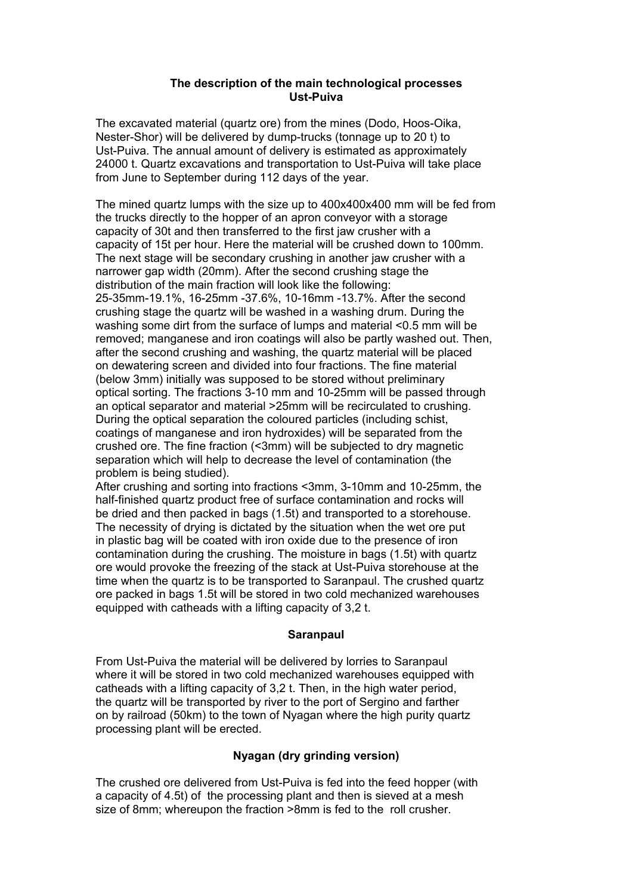## The description of the main technological processes
## Ust-Puiva

The excavated material (quartz ore) from the mines (Dodo, Hoos-Oika, Nester-Shor) will be delivered by dump-trucks (tonnage up to 20 t) to Ust-Puiva. The annual amount of delivery is estimated as approximately 24000 t. Quartz excavations and transportation to Ust-Puiva will take place from June to September during 112 days of the year.

The mined quartz lumps with the size up to 400x400x400 mm will be fed from the trucks directly to the hopper of an apron conveyor with a storage capacity of 30t and then transferred to the first jaw crusher with a capacity of 15t per hour. Here the material will be crushed down to 100mm. The next stage will be secondary crushing in another jaw crusher with a narrower gap width (20mm). After the second crushing stage the distribution of the main fraction will look like the following: 25-35mm-19.1%, 16-25mm -37.6%, 10-16mm -13.7%. After the second crushing stage the quartz will be washed in a washing drum. During the washing some dirt from the surface of lumps and material <0.5 mm will be removed; manganese and iron coatings will also be partly washed out. Then, after the second crushing and washing, the quartz material will be placed on dewatering screen and divided into four fractions. The fine material (below 3mm) initially was supposed to be stored without preliminary optical sorting. The fractions 3-10 mm and 10-25mm will be passed through an optical separator and material >25mm will be recirculated to crushing. During the optical separation the coloured particles (including schist, coatings of manganese and iron hydroxides) will be separated from the crushed ore. The fine fraction (<3mm) will be subjected to dry magnetic separation which will help to decrease the level of contamination (the problem is being studied).
After crushing and sorting into fractions <3mm, 3-10mm and 10-25mm, the half-finished quartz product free of surface contamination and rocks will be dried and then packed in bags (1.5t) and transported to a storehouse. The necessity of drying is dictated by the situation when the wet ore put in plastic bag will be coated with iron oxide due to the presence of iron contamination during the crushing. The moisture in bags (1.5t) with quartz ore would provoke the freezing of the stack at Ust-Puiva storehouse at the time when the quartz is to be transported to Saranpaul. The crushed quartz ore packed in bags 1.5t will be stored in two cold mechanized warehouses equipped with catheads with a lifting capacity of 3,2 t.

## Saranpaul

From Ust-Puiva the material will be delivered by lorries to Saranpaul where it will be stored in two cold mechanized warehouses equipped with catheads with a lifting capacity of 3,2 t. Then, in the high water period, the quartz will be transported by river to the port of Sergino and farther on by railroad (50km) to the town of Nyagan where the high purity quartz processing plant will be erected.

## Nyagan (dry grinding version)

The crushed ore delivered from Ust-Puiva is fed into the feed hopper (with a capacity of 4.5t) of the processing plant and then is sieved at a mesh size of 8mm; whereupon the fraction >8mm is fed to the roll crusher.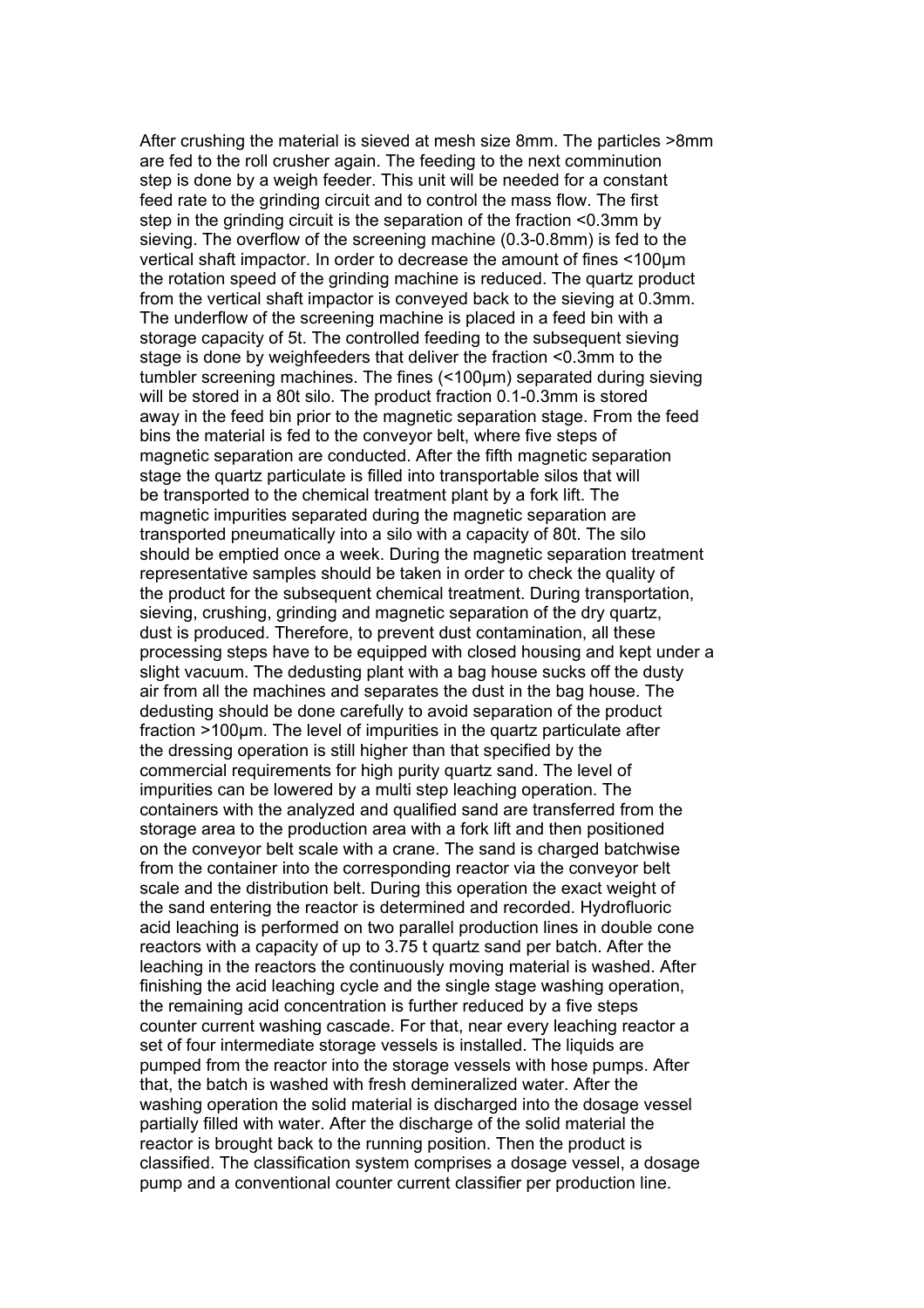After crushing the material is sieved at mesh size 8mm. The particles >8mm are fed to the roll crusher again. The feeding to the next comminution step is done by a weigh feeder. This unit will be needed for a constant feed rate to the grinding circuit and to control the mass flow. The first step in the grinding circuit is the separation of the fraction <0.3mm by sieving. The overflow of the screening machine (0.3-0.8mm) is fed to the vertical shaft impactor. In order to decrease the amount of fines <100µm the rotation speed of the grinding machine is reduced. The quartz product from the vertical shaft impactor is conveyed back to the sieving at 0.3mm. The underflow of the screening machine is placed in a feed bin with a storage capacity of 5t. The controlled feeding to the subsequent sieving stage is done by weighfeeders that deliver the fraction <0.3mm to the tumbler screening machines. The fines (<100µm) separated during sieving will be stored in a 80t silo. The product fraction 0.1-0.3mm is stored away in the feed bin prior to the magnetic separation stage. From the feed bins the material is fed to the conveyor belt, where five steps of magnetic separation are conducted. After the fifth magnetic separation stage the quartz particulate is filled into transportable silos that will be transported to the chemical treatment plant by a fork lift. The magnetic impurities separated during the magnetic separation are transported pneumatically into a silo with a capacity of 80t. The silo should be emptied once a week. During the magnetic separation treatment representative samples should be taken in order to check the quality of the product for the subsequent chemical treatment. During transportation, sieving, crushing, grinding and magnetic separation of the dry quartz, dust is produced. Therefore, to prevent dust contamination, all these processing steps have to be equipped with closed housing and kept under a slight vacuum. The dedusting plant with a bag house sucks off the dusty air from all the machines and separates the dust in the bag house. The dedusting should be done carefully to avoid separation of the product fraction >100µm. The level of impurities in the quartz particulate after the dressing operation is still higher than that specified by the commercial requirements for high purity quartz sand. The level of impurities can be lowered by a multi step leaching operation. The containers with the analyzed and qualified sand are transferred from the storage area to the production area with a fork lift and then positioned on the conveyor belt scale with a crane. The sand is charged batchwise from the container into the corresponding reactor via the conveyor belt scale and the distribution belt. During this operation the exact weight of the sand entering the reactor is determined and recorded. Hydrofluoric acid leaching is performed on two parallel production lines in double cone reactors with a capacity of up to 3.75 t quartz sand per batch. After the leaching in the reactors the continuously moving material is washed. After finishing the acid leaching cycle and the single stage washing operation, the remaining acid concentration is further reduced by a five steps counter current washing cascade. For that, near every leaching reactor a set of four intermediate storage vessels is installed. The liquids are pumped from the reactor into the storage vessels with hose pumps. After that, the batch is washed with fresh demineralized water. After the washing operation the solid material is discharged into the dosage vessel partially filled with water. After the discharge of the solid material the reactor is brought back to the running position. Then the product is classified. The classification system comprises a dosage vessel, a dosage pump and a conventional counter current classifier per production line.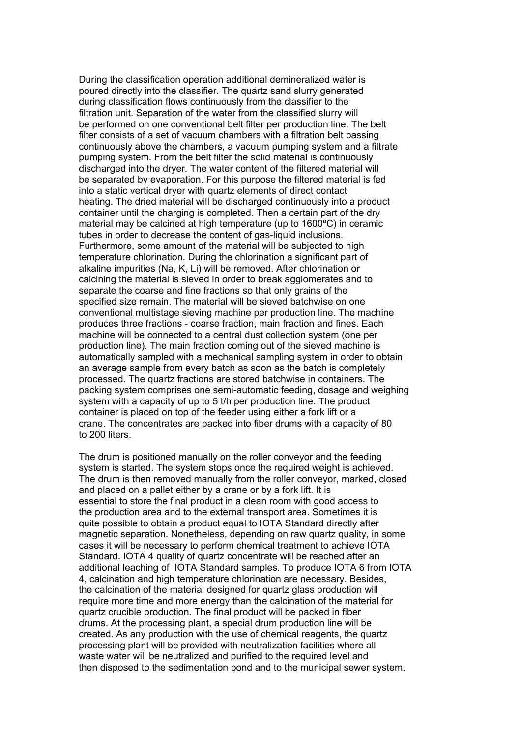During the classification operation additional demineralized water is poured directly into the classifier. The quartz sand slurry generated during classification flows continuously from the classifier to the filtration unit. Separation of the water from the classified slurry will be performed on one conventional belt filter per production line. The belt filter consists of a set of vacuum chambers with a filtration belt passing continuously above the chambers, a vacuum pumping system and a filtrate pumping system. From the belt filter the solid material is continuously discharged into the dryer. The water content of the filtered material will be separated by evaporation. For this purpose the filtered material is fed into a static vertical dryer with quartz elements of direct contact heating. The dried material will be discharged continuously into a product container until the charging is completed. Then a certain part of the dry material may be calcined at high temperature (up to 1600ºC) in ceramic tubes in order to decrease the content of gas-liquid inclusions. Furthermore, some amount of the material will be subjected to high temperature chlorination. During the chlorination a significant part of alkaline impurities (Na, K, Li) will be removed. After chlorination or calcining the material is sieved in order to break agglomerates and to separate the coarse and fine fractions so that only grains of the specified size remain. The material will be sieved batchwise on one conventional multistage sieving machine per production line. The machine produces three fractions - coarse fraction, main fraction and fines. Each machine will be connected to a central dust collection system (one per production line). The main fraction coming out of the sieved machine is automatically sampled with a mechanical sampling system in order to obtain an average sample from every batch as soon as the batch is completely processed. The quartz fractions are stored batchwise in containers. The packing system comprises one semi-automatic feeding, dosage and weighing system with a capacity of up to 5 t/h per production line. The product container is placed on top of the feeder using either a fork lift or a crane. The concentrates are packed into fiber drums with a capacity of 80 to 200 liters.

The drum is positioned manually on the roller conveyor and the feeding system is started. The system stops once the required weight is achieved. The drum is then removed manually from the roller conveyor, marked, closed and placed on a pallet either by a crane or by a fork lift. It is essential to store the final product in a clean room with good access to the production area and to the external transport area. Sometimes it is quite possible to obtain a product equal to IOTA Standard directly after magnetic separation. Nonetheless, depending on raw quartz quality, in some cases it will be necessary to perform chemical treatment to achieve IOTA Standard. IOTA 4 quality of quartz concentrate will be reached after an additional leaching of IOTA Standard samples. To produce IOTA 6 from IOTA 4, calcination and high temperature chlorination are necessary. Besides, the calcination of the material designed for quartz glass production will require more time and more energy than the calcination of the material for quartz crucible production. The final product will be packed in fiber drums. At the processing plant, a special drum production line will be created. As any production with the use of chemical reagents, the quartz processing plant will be provided with neutralization facilities where all waste water will be neutralized and purified to the required level and then disposed to the sedimentation pond and to the municipal sewer system.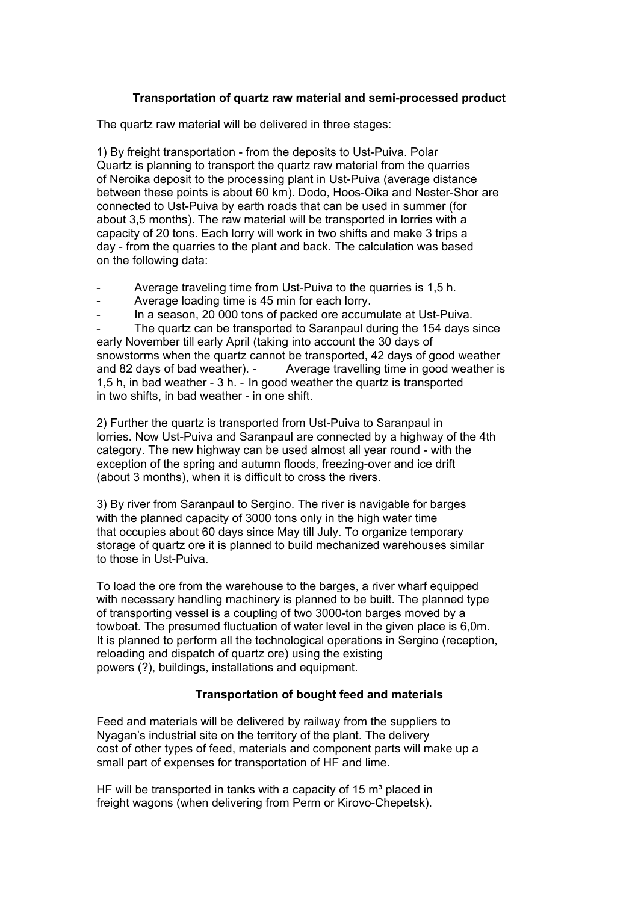**Transportation of quartz raw material and semi-processed product**

The quartz raw material will be delivered in three stages:

1) By freight transportation - from the deposits to Ust-Puiva. Polar Quartz is planning to transport the quartz raw material from the quarries of Neroika deposit to the processing plant in Ust-Puiva (average distance between these points is about 60 km). Dodo, Hoos-Oika and Nester-Shor are connected to Ust-Puiva by earth roads that can be used in summer (for about 3,5 months). The raw material will be transported in lorries with a capacity of 20 tons. Each lorry will work in two shifts and make 3 trips a day - from the quarries to the plant and back. The calculation was based on the following data:

- Average traveling time from Ust-Puiva to the quarries is 1,5 h.
- Average loading time is 45 min for each lorry.
- In a season, 20 000 tons of packed ore accumulate at Ust-Puiva.
- The quartz can be transported to Saranpaul during the 154 days since early November till early April (taking into account the 30 days of snowstorms when the quartz cannot be transported, 42 days of good weather and 82 days of bad weather). - Average travelling time in good weather is 1,5 h, in bad weather - 3 h. - In good weather the quartz is transported in two shifts, in bad weather - in one shift.

2) Further the quartz is transported from Ust-Puiva to Saranpaul in lorries. Now Ust-Puiva and Saranpaul are connected by a highway of the 4th category. The new highway can be used almost all year round - with the exception of the spring and autumn floods, freezing-over and ice drift (about 3 months), when it is difficult to cross the rivers.

3) By river from Saranpaul to Sergino. The river is navigable for barges with the planned capacity of 3000 tons only in the high water time that occupies about 60 days since May till July. To organize temporary storage of quartz ore it is planned to build mechanized warehouses similar to those in Ust-Puiva.

To load the ore from the warehouse to the barges, a river wharf equipped with necessary handling machinery is planned to be built. The planned type of transporting vessel is a coupling of two 3000-ton barges moved by a towboat. The presumed fluctuation of water level in the given place is 6,0m. It is planned to perform all the technological operations in Sergino (reception, reloading and dispatch of quartz ore) using the existing powers (?), buildings, installations and equipment.

**Transportation of bought feed and materials**

Feed and materials will be delivered by railway from the suppliers to Nyagan's industrial site on the territory of the plant. The delivery cost of other types of feed, materials and component parts will make up a small part of expenses for transportation of HF and lime.

HF will be transported in tanks with a capacity of 15 $m^3$ placed in freight wagons (when delivering from Perm or Kirovo-Chepetsk).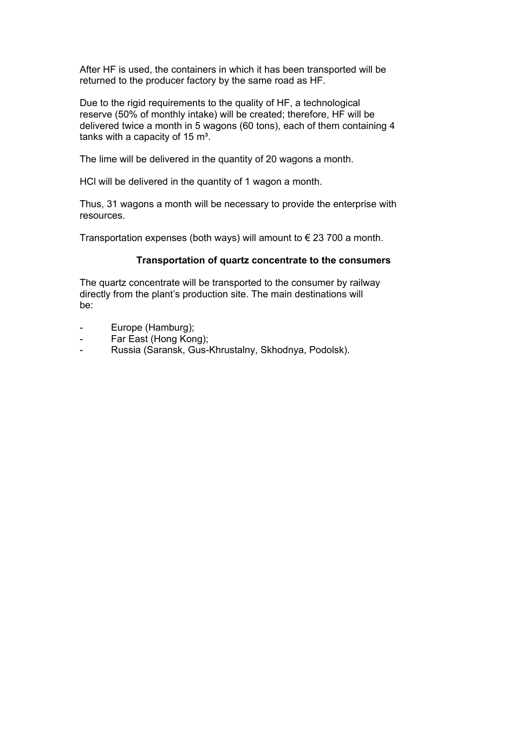After HF is used, the containers in which it has been transported will be returned to the producer factory by the same road as HF.

Due to the rigid requirements to the quality of HF, a technological reserve (50% of monthly intake) will be created; therefore, HF will be delivered twice a month in 5 wagons (60 tons), each of them containing 4 tanks with a capacity of 15 $m^3$.

The lime will be delivered in the quantity of 20 wagons a month.

HCl will be delivered in the quantity of 1 wagon a month.

Thus, 31 wagons a month will be necessary to provide the enterprise with resources.

Transportation expenses (both ways) will amount to € 23 700 a month.

### Transportation of quartz concentrate to the consumers

The quartz concentrate will be transported to the consumer by railway directly from the plant's production site. The main destinations will be:

- Europe (Hamburg);
- Far East (Hong Kong);
- Russia (Saransk, Gus-Khrustalny, Skhodnya, Podolsk).